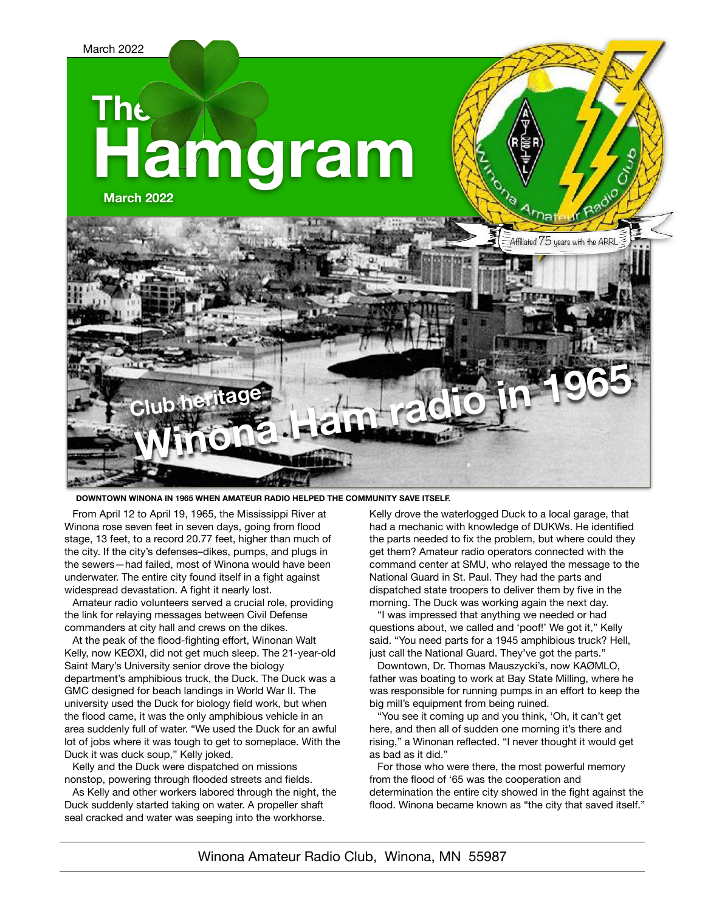# The Hamgram

**March 2022**

Affiliated 75 years with the ARRL

## Club heritage

# Winona Ham radio in 1965

**DOWNTOWN WINONA IN 1965 WHEN AMATEUR RADIO HELPED THE COMMUNITY SAVE ITSELF.**

From April 12 to April 19, 1965, the Mississippi River at Winona rose seven feet in seven days, going from flood stage, 13 feet, to a record 20.77 feet, higher than much of the city. If the city's defenses–dikes, pumps, and plugs in the sewers—had failed, most of Winona would have been underwater. The entire city found itself in a fight against widespread devastation. A fight it nearly lost.

Amateur radio volunteers served a crucial role, providing the link for relaying messages between Civil Defense commanders at city hall and crews on the dikes.

At the peak of the flood-fighting effort, Winonan Walt Kelly, now KEØXI, did not get much sleep. The 21-year-old Saint Mary's University senior drove the biology department's amphibious truck, the Duck. The Duck was a GMC designed for beach landings in World War II. The university used the Duck for biology field work, but when the flood came, it was the only amphibious vehicle in an area suddenly full of water. "We used the Duck for an awful lot of jobs where it was tough to get to someplace. With the Duck it was duck soup," Kelly joked.

Kelly and the Duck were dispatched on missions nonstop, powering through flooded streets and fields.

As Kelly and other workers labored through the night, the Duck suddenly started taking on water. A propeller shaft seal cracked and water was seeping into the workhorse. Kelly drove the waterlogged Duck to a local garage, that had a mechanic with knowledge of DUKWs. He identified the parts needed to fix the problem, but where could they get them? Amateur radio operators connected with the command center at SMU, who relayed the message to the National Guard in St. Paul. They had the parts and dispatched state troopers to deliver them by five in the morning. The Duck was working again the next day.

"I was impressed that anything we needed or had questions about, we called and 'poof!' We got it," Kelly said. "You need parts for a 1945 amphibious truck? Hell, just call the National Guard. They've got the parts."

Downtown, Dr. Thomas Mauszycki's, now KAØMLO, father was boating to work at Bay State Milling, where he was responsible for running pumps in an effort to keep the big mill's equipment from being ruined.

"You see it coming up and you think, 'Oh, it can't get here, and then all of sudden one morning it's there and rising," a Winonan reflected. "I never thought it would get as bad as it did."

For those who were there, the most powerful memory from the flood of '65 was the cooperation and determination the entire city showed in the fight against the flood. Winona became known as "the city that saved itself."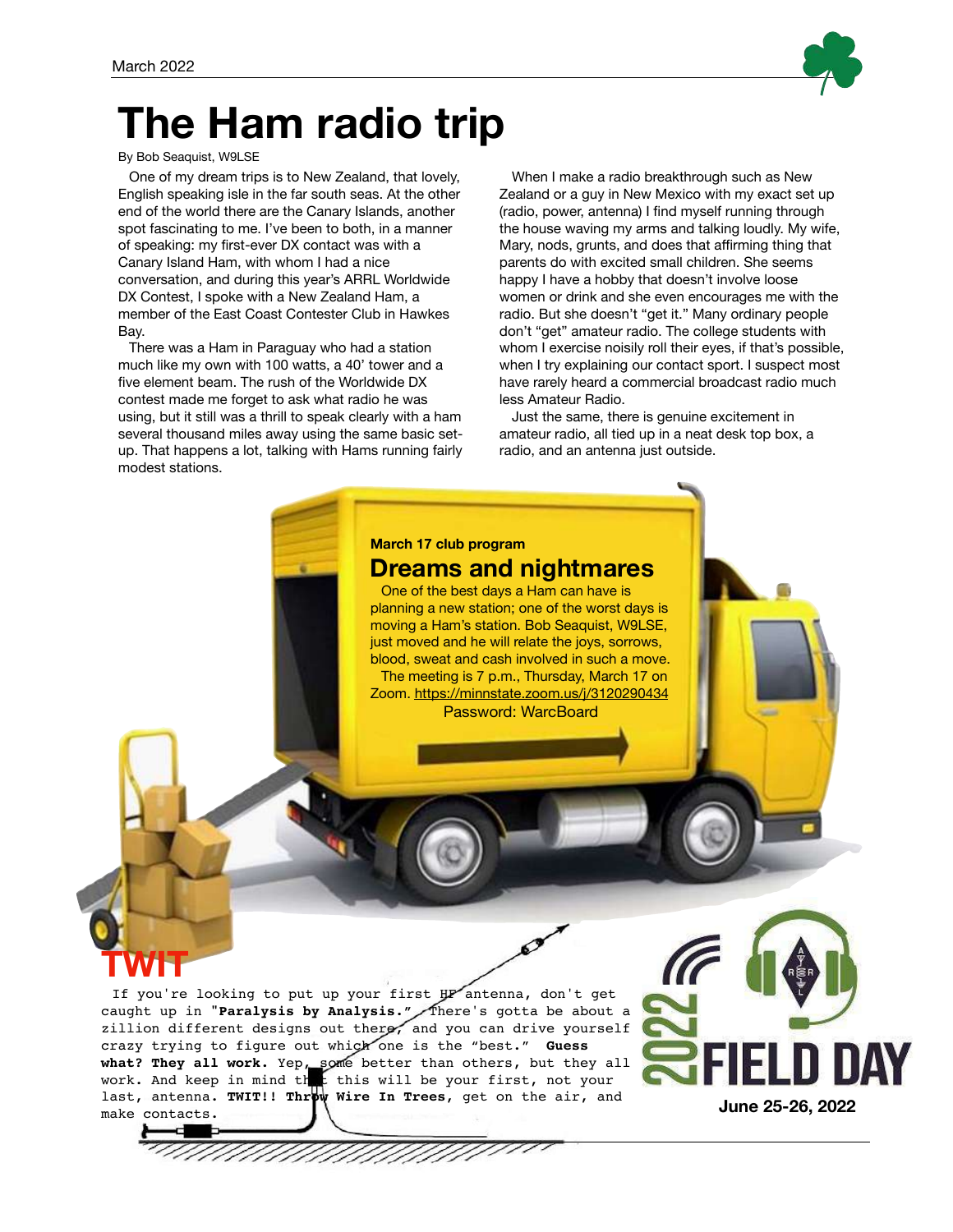# The Ham radio trip

By Bob Seaquist, W9LSE

One of my dream trips is to New Zealand, that lovely, English speaking isle in the far south seas. At the other end of the world there are the Canary Islands, another spot fascinating to me. I've been to both, in a manner of speaking: my first-ever DX contact was with a Canary Island Ham, with whom I had a nice conversation, and during this year's ARRL Worldwide DX Contest, I spoke with a New Zealand Ham, a member of the East Coast Contester Club in Hawkes Bay.

There was a Ham in Paraguay who had a station much like my own with 100 watts, a 40' tower and a five element beam. The rush of the Worldwide DX contest made me forget to ask what radio he was using, but it still was a thrill to speak clearly with a ham several thousand miles away using the same basic set-up. That happens a lot, talking with Hams running fairly modest stations.

When I make a radio breakthrough such as New Zealand or a guy in New Mexico with my exact set up (radio, power, antenna) I find myself running through the house waving my arms and talking loudly. My wife, Mary, nods, grunts, and does that affirming thing that parents do with excited small children. She seems happy I have a hobby that doesn't involve loose women or drink and she even encourages me with the radio. But she doesn't "get it." Many ordinary people don't "get" amateur radio. The college students with whom I exercise noisily roll their eyes, if that's possible, when I try explaining our contact sport. I suspect most have rarely heard a commercial broadcast radio much less Amateur Radio.

Just the same, there is genuine excitement in amateur radio, all tied up in a neat desk top box, a radio, and an antenna just outside.

**March 17 club program**

## Dreams and nightmares

One of the best days a Ham can have is planning a new station; one of the worst days is moving a Ham's station. Bob Seaquist, W9LSE, just moved and he will relate the joys, sorrows, blood, sweat and cash involved in such a move.

The meeting is 7 p.m., Thursday, March 17 on Zoom. https://minnstate.zoom.us/j/3120290434

Password: WarcBoard

## TWIT

If you're looking to put up your first HF antenna, don't get caught up in "**Paralysis by Analysis.**" There's gotta be about a zillion different designs out there, and you can drive yourself crazy trying to figure out which one is the "best." **Guess what? They all work.** Yep, some better than others, but they all work. And keep in mind that this will be your first, not your last, antenna. **TWIT!! Throw Wire In Trees**, get on the air, and make contacts.

2022 FIELD DAY

**June 25-26, 2022**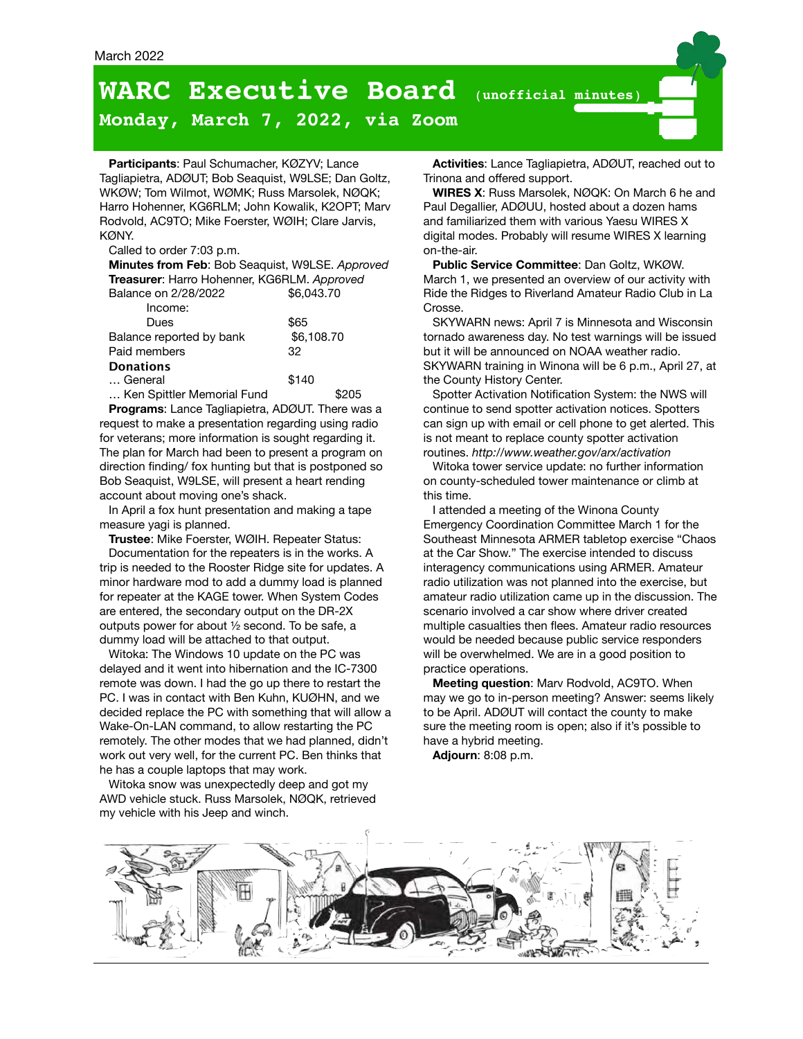# WARC Executive Board (unofficial minutes)

## Monday, March 7, 2022, via Zoom

**Participants**: Paul Schumacher, KØZYV; Lance Tagliapietra, ADØUT; Bob Seaquist, W9LSE; Dan Goltz, WKØW; Tom Wilmot, WØMK; Russ Marsolek, NØQK; Harro Hohenner, KG6RLM; John Kowalik, K2OPT; Marv Rodvold, AC9TO; Mike Foerster, WØIH; Clare Jarvis, KØNY.

Called to order 7:03 p.m.

**Minutes from Feb**: Bob Seaquist, W9LSE. *Approved*

**Treasurer**: Harro Hohenner, KG6RLM. *Approved*

| | |
|---|---|
| Balance on 2/28/2022 | $6,043.70 |
| Income: | |
| Dues | $65 |
| Balance reported by bank | $6,108.70 |
| Paid members | 32 |
| **Donations** | |
| … General | $140 |
| … Ken Spittler Memorial Fund | $205 |

**Programs**: Lance Tagliapietra, ADØUT. There was a request to make a presentation regarding using radio for veterans; more information is sought regarding it. The plan for March had been to present a program on direction finding/ fox hunting but that is postponed so Bob Seaquist, W9LSE, will present a heart rending account about moving one's shack.

In April a fox hunt presentation and making a tape measure yagi is planned.

**Trustee**: Mike Foerster, WØIH. Repeater Status:

Documentation for the repeaters is in the works. A trip is needed to the Rooster Ridge site for updates. A minor hardware mod to add a dummy load is planned for repeater at the KAGE tower. When System Codes are entered, the secondary output on the DR-2X outputs power for about ½ second. To be safe, a dummy load will be attached to that output.

Witoka: The Windows 10 update on the PC was delayed and it went into hibernation and the IC-7300 remote was down. I had the go up there to restart the PC. I was in contact with Ben Kuhn, KUØHN, and we decided replace the PC with something that will allow a Wake-On-LAN command, to allow restarting the PC remotely. The other modes that we had planned, didn't work out very well, for the current PC. Ben thinks that he has a couple laptops that may work.

Witoka snow was unexpectedly deep and got my AWD vehicle stuck. Russ Marsolek, NØQK, retrieved my vehicle with his Jeep and winch.

**Activities**: Lance Tagliapietra, ADØUT, reached out to Trinona and offered support.

**WIRES X**: Russ Marsolek, NØQK: On March 6 he and Paul Degallier, ADØUU, hosted about a dozen hams and familiarized them with various Yaesu WIRES X digital modes. Probably will resume WIRES X learning on-the-air.

**Public Service Committee**: Dan Goltz, WKØW. March 1, we presented an overview of our activity with Ride the Ridges to Riverland Amateur Radio Club in La Crosse.

SKYWARN news: April 7 is Minnesota and Wisconsin tornado awareness day. No test warnings will be issued but it will be announced on NOAA weather radio. SKYWARN training in Winona will be 6 p.m., April 27, at the County History Center.

Spotter Activation Notification System: the NWS will continue to send spotter activation notices. Spotters can sign up with email or cell phone to get alerted. This is not meant to replace county spotter activation routines. *http://www.weather.gov/arx/activation*

Witoka tower service update: no further information on county-scheduled tower maintenance or climb at this time.

I attended a meeting of the Winona County Emergency Coordination Committee March 1 for the Southeast Minnesota ARMER tabletop exercise "Chaos at the Car Show." The exercise intended to discuss interagency communications using ARMER. Amateur radio utilization was not planned into the exercise, but amateur radio utilization came up in the discussion. The scenario involved a car show where driver created multiple casualties then flees. Amateur radio resources would be needed because public service responders will be overwhelmed. We are in a good position to practice operations.

**Meeting question**: Marv Rodvold, AC9TO. When may we go to in-person meeting? Answer: seems likely to be April. ADØUT will contact the county to make sure the meeting room is open; also if it's possible to have a hybrid meeting.

**Adjourn**: 8:08 p.m.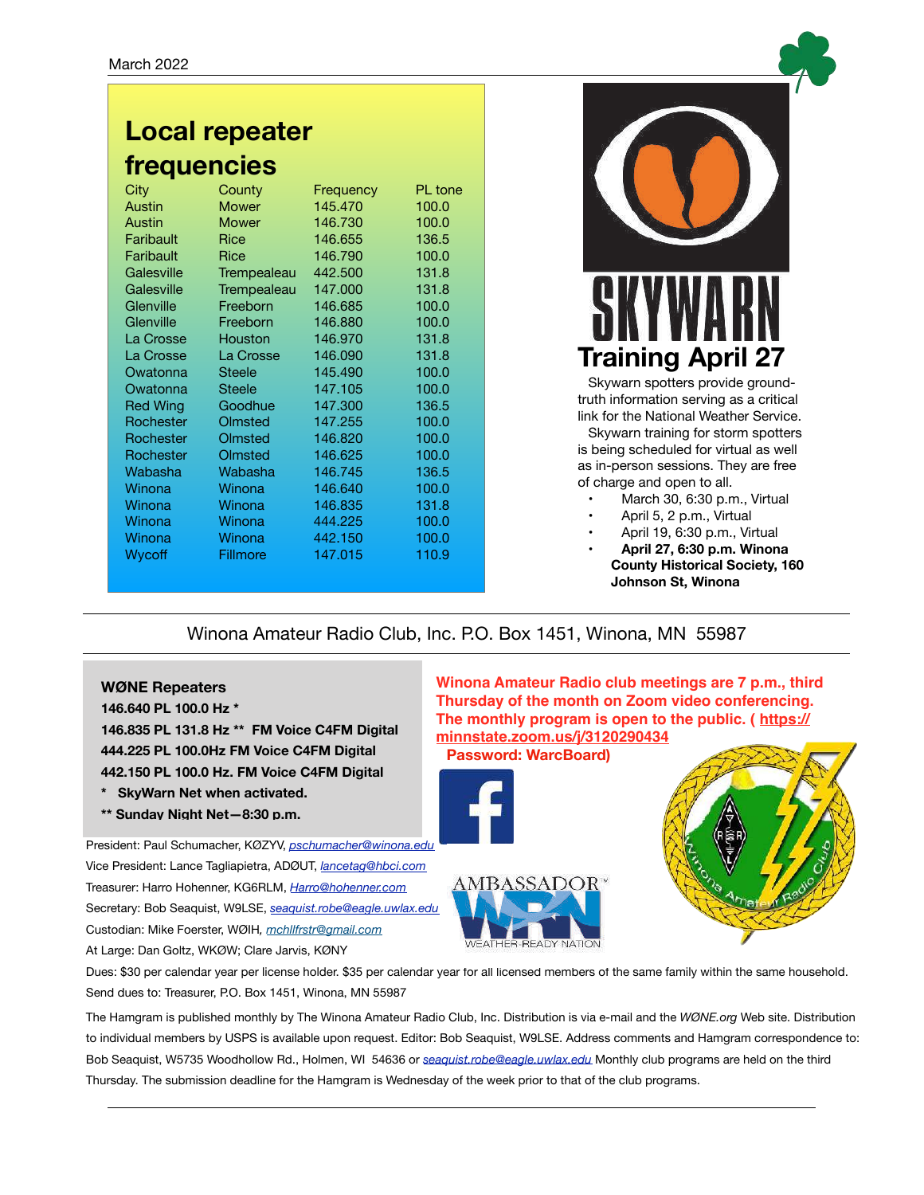## Local repeater frequencies

| City | County | Frequency | PL tone |
|---|---|---|---|
| Austin | Mower | 145.470 | 100.0 |
| Austin | Mower | 146.730 | 100.0 |
| Faribault | Rice | 146.655 | 136.5 |
| Faribault | Rice | 146.790 | 100.0 |
| Galesville | Trempealeau | 442.500 | 131.8 |
| Galesville | Trempealeau | 147.000 | 131.8 |
| Glenville | Freeborn | 146.685 | 100.0 |
| Glenville | Freeborn | 146.880 | 100.0 |
| La Crosse | Houston | 146.970 | 131.8 |
| La Crosse | La Crosse | 146.090 | 131.8 |
| Owatonna | Steele | 145.490 | 100.0 |
| Owatonna | Steele | 147.105 | 100.0 |
| Red Wing | Goodhue | 147.300 | 136.5 |
| Rochester | Olmsted | 147.255 | 100.0 |
| Rochester | Olmsted | 146.820 | 100.0 |
| Rochester | Olmsted | 146.625 | 100.0 |
| Wabasha | Wabasha | 146.745 | 136.5 |
| Winona | Winona | 146.640 | 100.0 |
| Winona | Winona | 146.835 | 131.8 |
| Winona | Winona | 444.225 | 100.0 |
| Winona | Winona | 442.150 | 100.0 |
| Wycoff | Fillmore | 147.015 | 110.9 |

SKYWARN

## Training April 27

Skywarn spotters provide ground-truth information serving as a critical link for the National Weather Service.

Skywarn training for storm spotters is being scheduled for virtual as well as in-person sessions. They are free of charge and open to all.

- March 30, 6:30 p.m., Virtual
- April 5, 2 p.m., Virtual
- April 19, 6:30 p.m., Virtual
- **April 27, 6:30 p.m. Winona County Historical Society, 160 Johnson St, Winona**

Winona Amateur Radio Club, Inc. P.O. Box 1451, Winona, MN 55987

**WØNE Repeaters**

**146.640 PL 100.0 Hz ***

**146.835 PL 131.8 Hz ** FM Voice C4FM Digital**

**444.225 PL 100.0Hz FM Voice C4FM Digital**

**442.150 PL 100.0 Hz. FM Voice C4FM Digital**

**\* SkyWarn Net when activated.**

**\*\* Sunday Night Net—8:30 p.m.**

**Winona Amateur Radio club meetings are 7 p.m., third Thursday of the month on Zoom video conferencing. The monthly program is open to the public. ( https://minnstate.zoom.us/j/3120290434 Password: WarcBoard)**

President: Paul Schumacher, KØZYV, *pschumacher@winona.edu*

Vice President: Lance Tagliapietra, ADØUT, *lancetag@hbci.com*

Treasurer: Harro Hohenner, KG6RLM, *Harro@hohenner.com*

Secretary: Bob Seaquist, W9LSE, *seaquist.robe@eagle.uwlax.edu*

Custodian: Mike Foerster, WØIH, *mchllfrstr@gmail.com*

At Large: Dan Goltz, WKØW; Clare Jarvis, KØNY

AMBASSADOR WRN WEATHER-READY NATION

Dues: $30 per calendar year per license holder. $35 per calendar year for all licensed members of the same family within the same household. Send dues to: Treasurer, P.O. Box 1451, Winona, MN 55987

The Hamgram is published monthly by The Winona Amateur Radio Club, Inc. Distribution is via e-mail and the *WØNE.org* Web site. Distribution to individual members by USPS is available upon request. Editor: Bob Seaquist, W9LSE. Address comments and Hamgram correspondence to: Bob Seaquist, W5735 Woodhollow Rd., Holmen, WI 54636 or *seaquist.robe@eagle.uwlax.edu* Monthly club programs are held on the third Thursday. The submission deadline for the Hamgram is Wednesday of the week prior to that of the club programs.